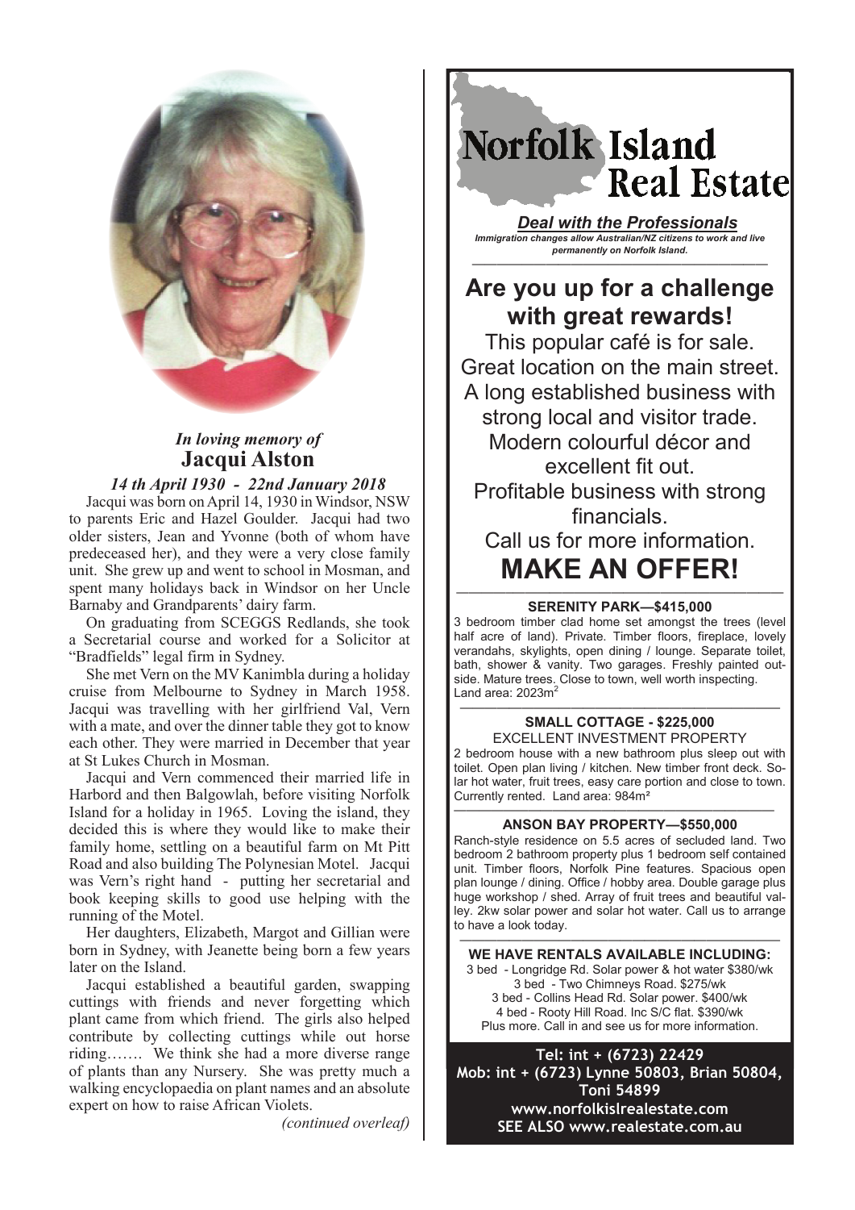*In loving memory of*

## Jacqui Alston

*14 th April 1930 - 22nd January 2018*

Jacqui was born on April 14, 1930 in Windsor, NSW to parents Eric and Hazel Goulder. Jacqui had two older sisters, Jean and Yvonne (both of whom have predeceased her), and they were a very close family unit. She grew up and went to school in Mosman, and spent many holidays back in Windsor on her Uncle Barnaby and Grandparents' dairy farm.

On graduating from SCEGGS Redlands, she took a Secretarial course and worked for a Solicitor at "Bradfields" legal firm in Sydney.

She met Vern on the MV Kanimbla during a holiday cruise from Melbourne to Sydney in March 1958. Jacqui was travelling with her girlfriend Val, Vern with a mate, and over the dinner table they got to know each other. They were married in December that year at St Lukes Church in Mosman.

Jacqui and Vern commenced their married life in Harbord and then Balgowlah, before visiting Norfolk Island for a holiday in 1965. Loving the island, they decided this is where they would like to make their family home, settling on a beautiful farm on Mt Pitt Road and also building The Polynesian Motel. Jacqui was Vern's right hand - putting her secretarial and book keeping skills to good use helping with the running of the Motel.

Her daughters, Elizabeth, Margot and Gillian were born in Sydney, with Jeanette being born a few years later on the Island.

Jacqui established a beautiful garden, swapping cuttings with friends and never forgetting which plant came from which friend. The girls also helped contribute by collecting cuttings while out horse riding……. We think she had a more diverse range of plants than any Nursery. She was pretty much a walking encyclopaedia on plant names and an absolute expert on how to raise African Violets.

*(continued overleaf)*

# Norfolk Island Real Estate

***Deal with the Professionals***

***Immigration changes allow Australian/NZ citizens to work and live permanently on Norfolk Island.***

## Are you up for a challenge with great rewards!

This popular café is for sale.
Great location on the main street.
A long established business with strong local and visitor trade.
Modern colourful décor and excellent fit out.
Profitable business with strong financials.
Call us for more information.

## MAKE AN OFFER!

**SERENITY PARK—$415,000**

3 bedroom timber clad home set amongst the trees (level half acre of land). Private. Timber floors, fireplace, lovely verandahs, skylights, open dining / lounge. Separate toilet, bath, shower & vanity. Two garages. Freshly painted outside. Mature trees. Close to town, well worth inspecting. Land area: 2023m$^2$

**SMALL COTTAGE - $225,000**

EXCELLENT INVESTMENT PROPERTY

2 bedroom house with a new bathroom plus sleep out with toilet. Open plan living / kitchen. New timber front deck. Solar hot water, fruit trees, easy care portion and close to town. Currently rented. Land area: 984m$^2$

**ANSON BAY PROPERTY—$550,000**

Ranch-style residence on 5.5 acres of secluded land. Two bedroom 2 bathroom property plus 1 bedroom self contained unit. Timber floors, Norfolk Pine features. Spacious open plan lounge / dining. Office / hobby area. Double garage plus huge workshop / shed. Array of fruit trees and beautiful valley. 2kw solar power and solar hot water. Call us to arrange to have a look today.

**WE HAVE RENTALS AVAILABLE INCLUDING:**

3 bed - Longridge Rd. Solar power & hot water $380/wk
3 bed - Two Chimneys Road. $275/wk
3 bed - Collins Head Rd. Solar power. $400/wk
4 bed - Rooty Hill Road. Inc S/C flat. $390/wk
Plus more. Call in and see us for more information.

**Tel: int + (6723) 22429**
**Mob: int + (6723) Lynne 50803, Brian 50804, Toni 54899**
**www.norfolkislrealestate.com**
**SEE ALSO www.realestate.com.au**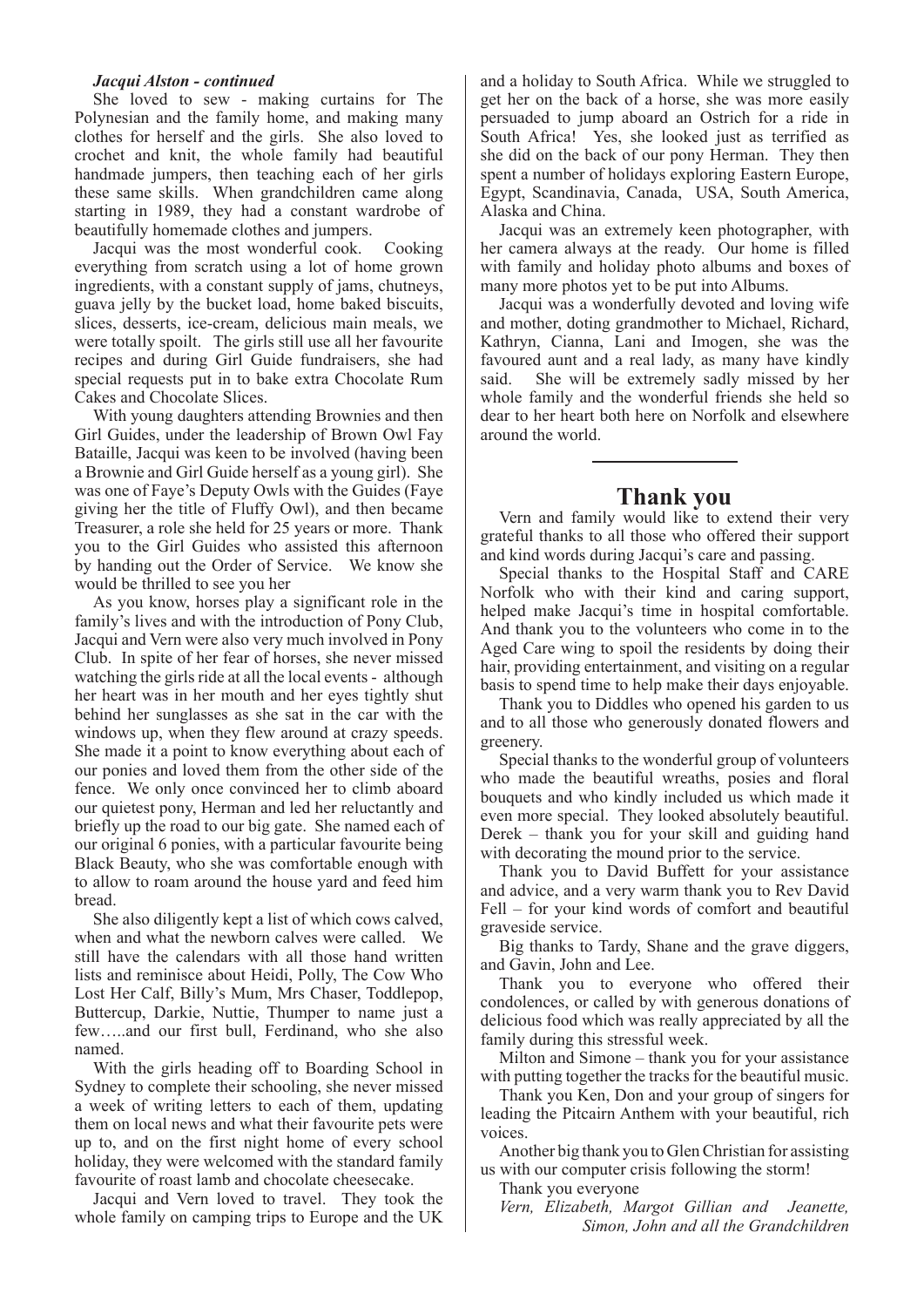***Jacqui Alston - continued***

She loved to sew - making curtains for The Polynesian and the family home, and making many clothes for herself and the girls. She also loved to crochet and knit, the whole family had beautiful handmade jumpers, then teaching each of her girls these same skills. When grandchildren came along starting in 1989, they had a constant wardrobe of beautifully homemade clothes and jumpers.

Jacqui was the most wonderful cook. Cooking everything from scratch using a lot of home grown ingredients, with a constant supply of jams, chutneys, guava jelly by the bucket load, home baked biscuits, slices, desserts, ice-cream, delicious main meals, we were totally spoilt. The girls still use all her favourite recipes and during Girl Guide fundraisers, she had special requests put in to bake extra Chocolate Rum Cakes and Chocolate Slices.

With young daughters attending Brownies and then Girl Guides, under the leadership of Brown Owl Fay Bataille, Jacqui was keen to be involved (having been a Brownie and Girl Guide herself as a young girl). She was one of Faye's Deputy Owls with the Guides (Faye giving her the title of Fluffy Owl), and then became Treasurer, a role she held for 25 years or more. Thank you to the Girl Guides who assisted this afternoon by handing out the Order of Service. We know she would be thrilled to see you her

As you know, horses play a significant role in the family's lives and with the introduction of Pony Club, Jacqui and Vern were also very much involved in Pony Club. In spite of her fear of horses, she never missed watching the girls ride at all the local events - although her heart was in her mouth and her eyes tightly shut behind her sunglasses as she sat in the car with the windows up, when they flew around at crazy speeds. She made it a point to know everything about each of our ponies and loved them from the other side of the fence. We only once convinced her to climb aboard our quietest pony, Herman and led her reluctantly and briefly up the road to our big gate. She named each of our original 6 ponies, with a particular favourite being Black Beauty, who she was comfortable enough with to allow to roam around the house yard and feed him bread.

She also diligently kept a list of which cows calved, when and what the newborn calves were called. We still have the calendars with all those hand written lists and reminisce about Heidi, Polly, The Cow Who Lost Her Calf, Billy's Mum, Mrs Chaser, Toddlepop, Buttercup, Darkie, Nuttie, Thumper to name just a few…..and our first bull, Ferdinand, who she also named.

With the girls heading off to Boarding School in Sydney to complete their schooling, she never missed a week of writing letters to each of them, updating them on local news and what their favourite pets were up to, and on the first night home of every school holiday, they were welcomed with the standard family favourite of roast lamb and chocolate cheesecake.

Jacqui and Vern loved to travel. They took the whole family on camping trips to Europe and the UK and a holiday to South Africa. While we struggled to get her on the back of a horse, she was more easily persuaded to jump aboard an Ostrich for a ride in South Africa! Yes, she looked just as terrified as she did on the back of our pony Herman. They then spent a number of holidays exploring Eastern Europe, Egypt, Scandinavia, Canada, USA, South America, Alaska and China.

Jacqui was an extremely keen photographer, with her camera always at the ready. Our home is filled with family and holiday photo albums and boxes of many more photos yet to be put into Albums.

Jacqui was a wonderfully devoted and loving wife and mother, doting grandmother to Michael, Richard, Kathryn, Cianna, Lani and Imogen, she was the favoured aunt and a real lady, as many have kindly said. She will be extremely sadly missed by her whole family and the wonderful friends she held so dear to her heart both here on Norfolk and elsewhere around the world.

---

## Thank you

Vern and family would like to extend their very grateful thanks to all those who offered their support and kind words during Jacqui's care and passing.

Special thanks to the Hospital Staff and CARE Norfolk who with their kind and caring support, helped make Jacqui's time in hospital comfortable. And thank you to the volunteers who come in to the Aged Care wing to spoil the residents by doing their hair, providing entertainment, and visiting on a regular basis to spend time to help make their days enjoyable.

Thank you to Diddles who opened his garden to us and to all those who generously donated flowers and greenery.

Special thanks to the wonderful group of volunteers who made the beautiful wreaths, posies and floral bouquets and who kindly included us which made it even more special. They looked absolutely beautiful. Derek – thank you for your skill and guiding hand with decorating the mound prior to the service.

Thank you to David Buffett for your assistance and advice, and a very warm thank you to Rev David Fell – for your kind words of comfort and beautiful graveside service.

Big thanks to Tardy, Shane and the grave diggers, and Gavin, John and Lee.

Thank you to everyone who offered their condolences, or called by with generous donations of delicious food which was really appreciated by all the family during this stressful week.

Milton and Simone – thank you for your assistance with putting together the tracks for the beautiful music.

Thank you Ken, Don and your group of singers for leading the Pitcairn Anthem with your beautiful, rich voices.

Another big thank you to Glen Christian for assisting us with our computer crisis following the storm!

Thank you everyone

*Vern, Elizabeth, Margot Gillian and Jeanette, Simon, John and all the Grandchildren*